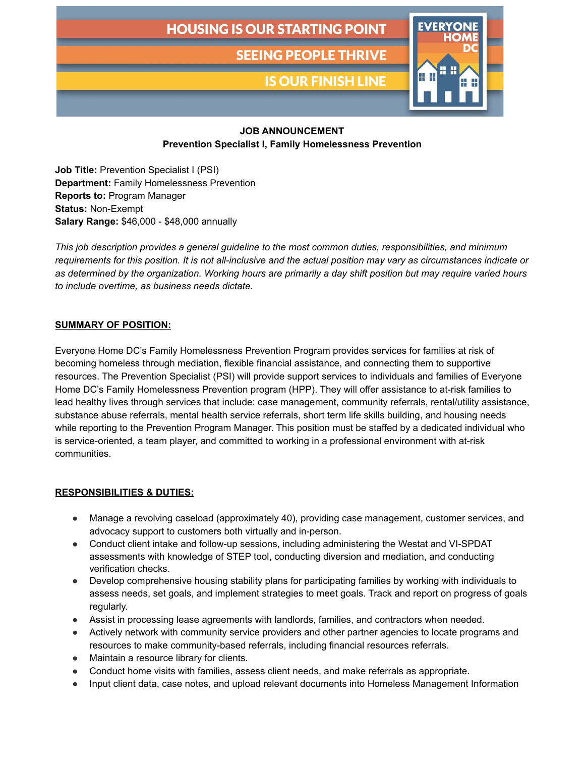HOUSING IS OUR STARTING POINT

SEEING PEOPLE THRIVE

IS OUR FINISH LINE

EVERYONE HOME DC

**JOB ANNOUNCEMENT**
**Prevention Specialist I, Family Homelessness Prevention**

**Job Title:** Prevention Specialist I (PSI)
**Department:** Family Homelessness Prevention
**Reports to:** Program Manager
**Status:** Non-Exempt
**Salary Range:** $46,000 - $48,000 annually

*This job description provides a general guideline to the most common duties, responsibilities, and minimum requirements for this position. It is not all-inclusive and the actual position may vary as circumstances indicate or as determined by the organization. Working hours are primarily a day shift position but may require varied hours to include overtime, as business needs dictate.*

## SUMMARY OF POSITION:

Everyone Home DC's Family Homelessness Prevention Program provides services for families at risk of becoming homeless through mediation, flexible financial assistance, and connecting them to supportive resources. The Prevention Specialist (PSI) will provide support services to individuals and families of Everyone Home DC's Family Homelessness Prevention program (HPP). They will offer assistance to at-risk families to lead healthy lives through services that include: case management, community referrals, rental/utility assistance, substance abuse referrals, mental health service referrals, short term life skills building, and housing needs while reporting to the Prevention Program Manager. This position must be staffed by a dedicated individual who is service-oriented, a team player, and committed to working in a professional environment with at-risk communities.

## RESPONSIBILITIES & DUTIES:

- Manage a revolving caseload (approximately 40), providing case management, customer services, and advocacy support to customers both virtually and in-person.
- Conduct client intake and follow-up sessions, including administering the Westat and VI-SPDAT assessments with knowledge of STEP tool, conducting diversion and mediation, and conducting verification checks.
- Develop comprehensive housing stability plans for participating families by working with individuals to assess needs, set goals, and implement strategies to meet goals. Track and report on progress of goals regularly.
- Assist in processing lease agreements with landlords, families, and contractors when needed.
- Actively network with community service providers and other partner agencies to locate programs and resources to make community-based referrals, including financial resources referrals.
- Maintain a resource library for clients.
- Conduct home visits with families, assess client needs, and make referrals as appropriate.
- Input client data, case notes, and upload relevant documents into Homeless Management Information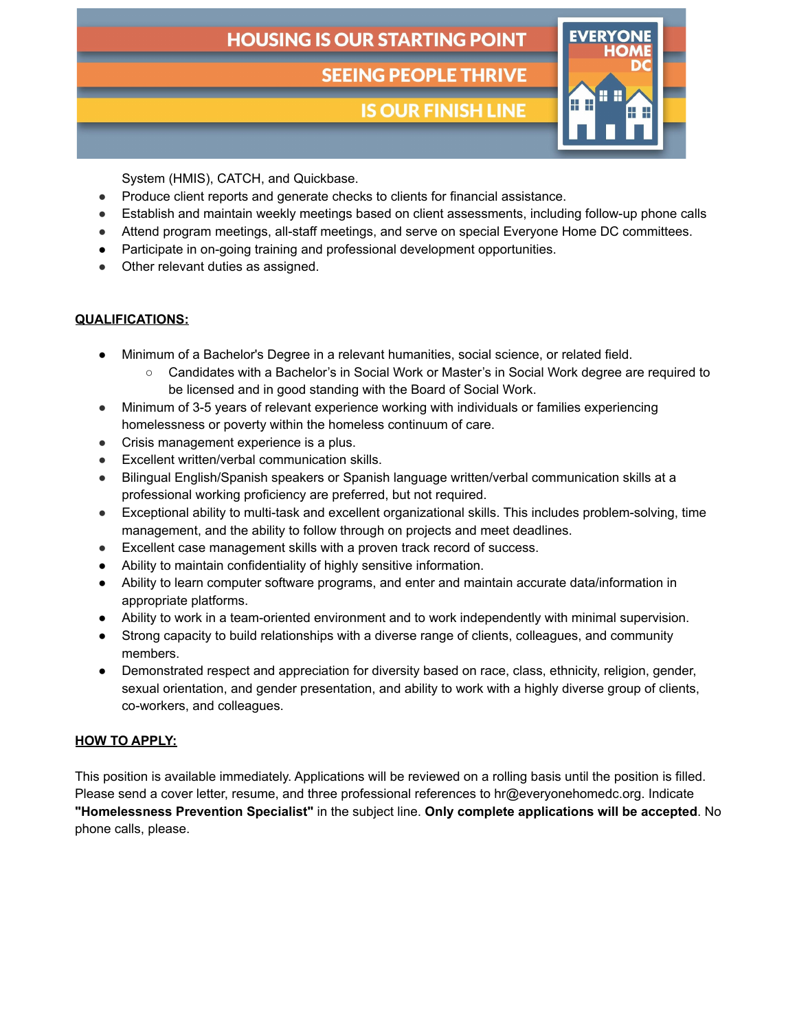System (HMIS), CATCH, and Quickbase.

- Produce client reports and generate checks to clients for financial assistance.
- Establish and maintain weekly meetings based on client assessments, including follow-up phone calls
- Attend program meetings, all-staff meetings, and serve on special Everyone Home DC committees.
- Participate in on-going training and professional development opportunities.
- Other relevant duties as assigned.

**QUALIFICATIONS:**

- Minimum of a Bachelor's Degree in a relevant humanities, social science, or related field.
    - Candidates with a Bachelor's in Social Work or Master's in Social Work degree are required to be licensed and in good standing with the Board of Social Work.
- Minimum of 3-5 years of relevant experience working with individuals or families experiencing homelessness or poverty within the homeless continuum of care.
- Crisis management experience is a plus.
- Excellent written/verbal communication skills.
- Bilingual English/Spanish speakers or Spanish language written/verbal communication skills at a professional working proficiency are preferred, but not required.
- Exceptional ability to multi-task and excellent organizational skills. This includes problem-solving, time management, and the ability to follow through on projects and meet deadlines.
- Excellent case management skills with a proven track record of success.
- Ability to maintain confidentiality of highly sensitive information.
- Ability to learn computer software programs, and enter and maintain accurate data/information in appropriate platforms.
- Ability to work in a team-oriented environment and to work independently with minimal supervision.
- Strong capacity to build relationships with a diverse range of clients, colleagues, and community members.
- Demonstrated respect and appreciation for diversity based on race, class, ethnicity, religion, gender, sexual orientation, and gender presentation, and ability to work with a highly diverse group of clients, co-workers, and colleagues.

**HOW TO APPLY:**

This position is available immediately. Applications will be reviewed on a rolling basis until the position is filled. Please send a cover letter, resume, and three professional references to hr@everyonehomedc.org. Indicate **"Homelessness Prevention Specialist"** in the subject line. **Only complete applications will be accepted**. No phone calls, please.